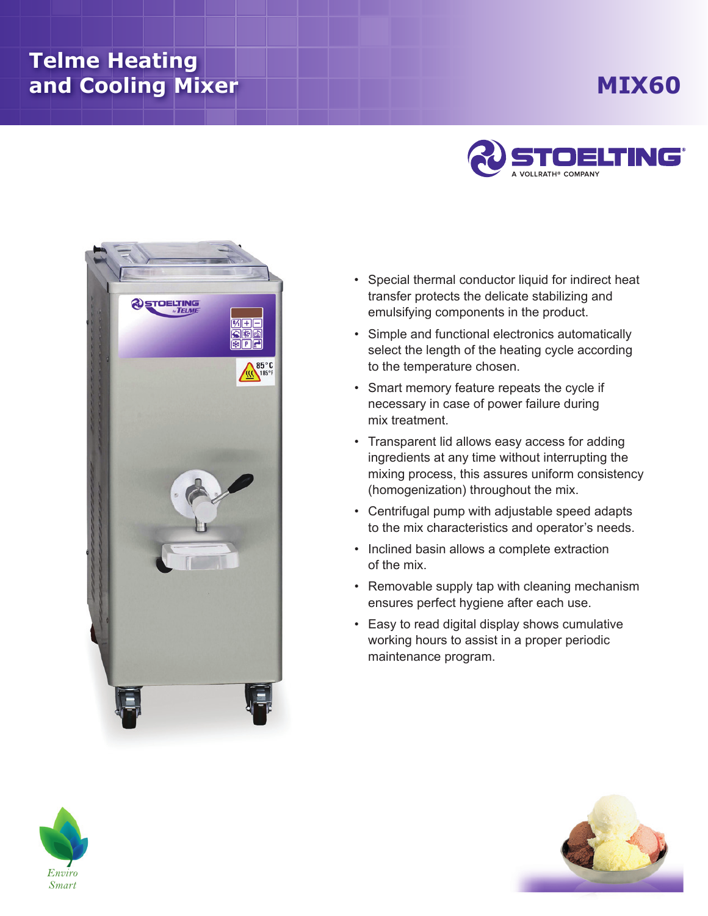# Telme Heating and Cooling Mixer

## MIX60

STOELTING
A VOLLRATH® COMPANY

- Special thermal conductor liquid for indirect heat transfer protects the delicate stabilizing and emulsifying components in the product.
- Simple and functional electronics automatically select the length of the heating cycle according to the temperature chosen.
- Smart memory feature repeats the cycle if necessary in case of power failure during mix treatment.
- Transparent lid allows easy access for adding ingredients at any time without interrupting the mixing process, this assures uniform consistency (homogenization) throughout the mix.
- Centrifugal pump with adjustable speed adapts to the mix characteristics and operator's needs.
- Inclined basin allows a complete extraction of the mix.
- Removable supply tap with cleaning mechanism ensures perfect hygiene after each use.
- Easy to read digital display shows cumulative working hours to assist in a proper periodic maintenance program.

Enviro Smart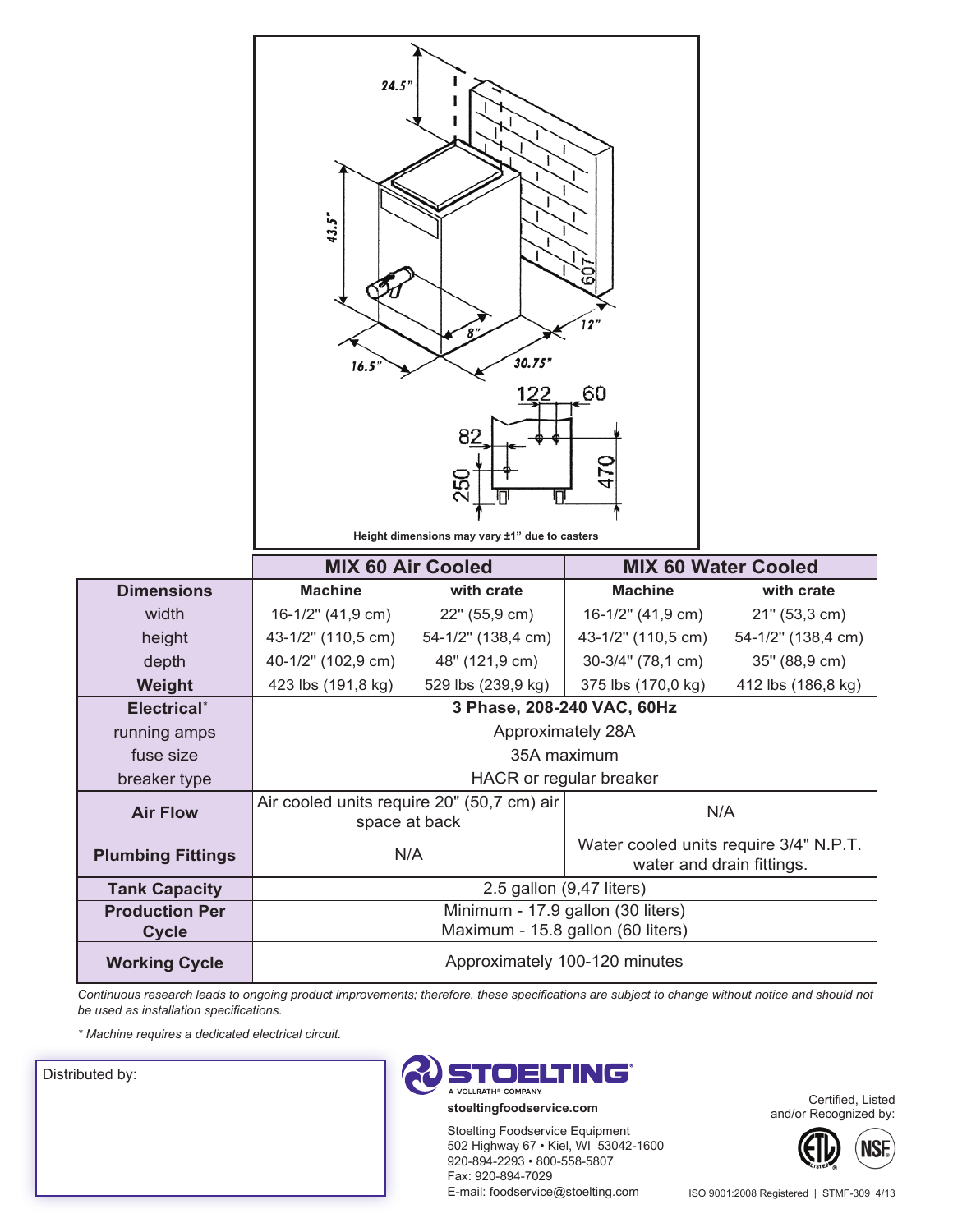24.5"

43.5"

16.5"

8"

30.75"

12"

607

122

60

82

250

470

Height dimensions may vary ±1" due to casters

| | MIX 60 Air Cooled | | MIX 60 Water Cooled | |
|---|---|---|---|---|
| **Dimensions** | **Machine** | **with crate** | **Machine** | **with crate** |
| width | 16-1/2" (41,9 cm) | 22" (55,9 cm) | 16-1/2" (41,9 cm) | 21" (53,3 cm) |
| height | 43-1/2" (110,5 cm) | 54-1/2" (138,4 cm) | 43-1/2" (110,5 cm) | 54-1/2" (138,4 cm) |
| depth | 40-1/2" (102,9 cm) | 48" (121,9 cm) | 30-3/4" (78,1 cm) | 35" (88,9 cm) |
| **Weight** | 423 lbs (191,8 kg) | 529 lbs (239,9 kg) | 375 lbs (170,0 kg) | 412 lbs (186,8 kg) |
| **Electrical*** | **3 Phase, 208-240 VAC, 60Hz** | | | |
| running amps | Approximately 28A | | | |
| fuse size | 35A maximum | | | |
| breaker type | HACR or regular breaker | | | |
| **Air Flow** | Air cooled units require 20" (50,7 cm) air space at back | | N/A | |
| **Plumbing Fittings** | N/A | | Water cooled units require 3/4" N.P.T. water and drain fittings. | |
| **Tank Capacity** | 2.5 gallon (9,47 liters) | | | |
| **Production Per Cycle** | Minimum - 17.9 gallon (30 liters) Maximum - 15.8 gallon (60 liters) | | | |
| **Working Cycle** | Approximately 100-120 minutes | | | |

*Continuous research leads to ongoing product improvements; therefore, these specifications are subject to change without notice and should not be used as installation specifications.*

** Machine requires a dedicated electrical circuit.*

Distributed by:

STOELTING
A VOLLRATH® COMPANY

**stoeltingfoodservice.com**

Stoelting Foodservice Equipment
502 Highway 67 • Kiel, WI 53042-1600
920-894-2293 • 800-558-5807
Fax: 920-894-7029
E-mail: foodservice@stoelting.com

Certified, Listed and/or Recognized by:

ISO 9001:2008 Registered | STMF-309 4/13